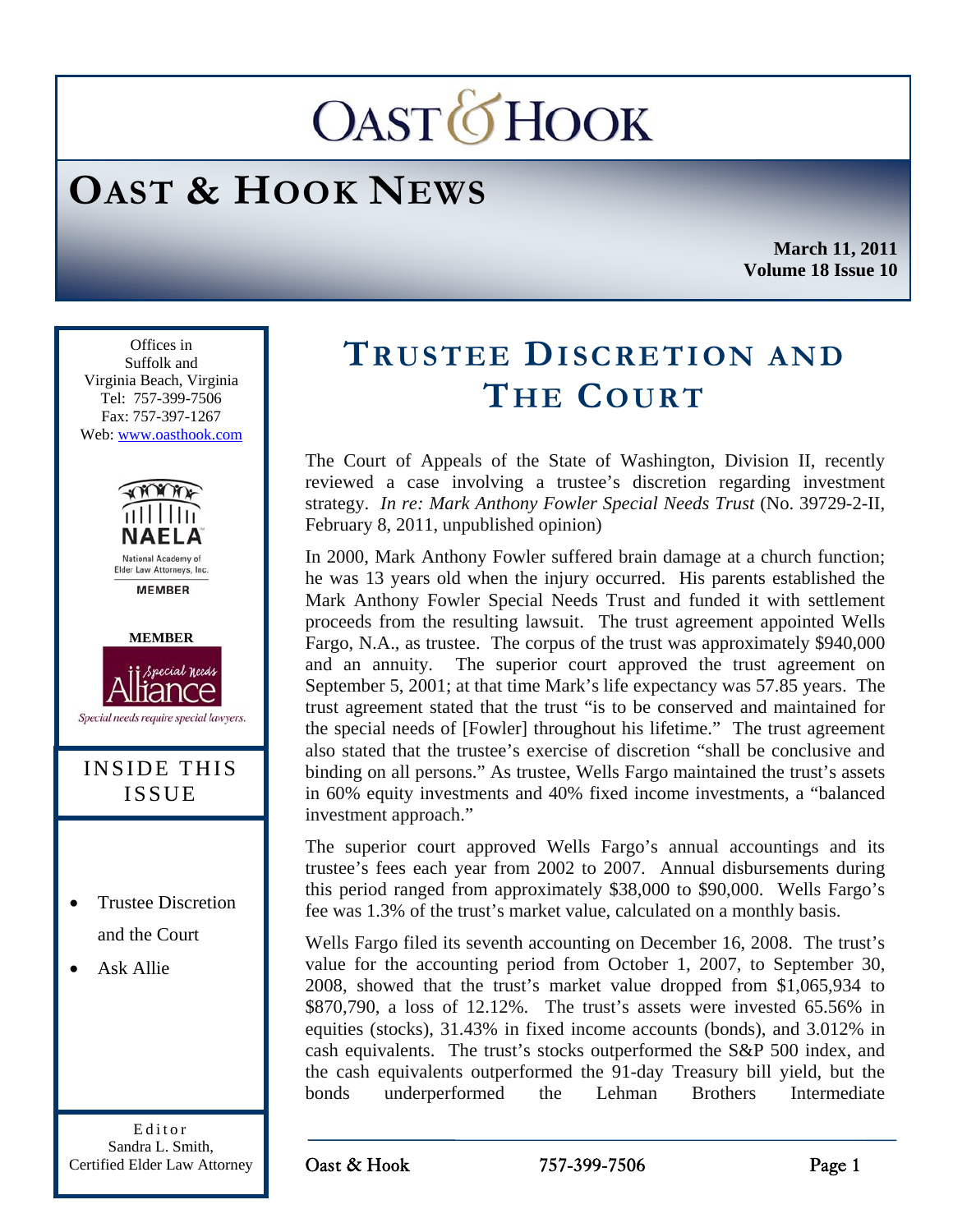# OAST & HOOK

## OAST & HOOK NEWS

**March 11, 2011**
**Volume 18 Issue 10**

Offices in
Suffolk and
Virginia Beach, Virginia
Tel: 757-399-7506
Fax: 757-397-1267
Web: www.oasthook.com

NAELA
National Academy of Elder Law Attorneys, Inc.
MEMBER

MEMBER
Special Needs Alliance
Special needs require special lawyers.

### INSIDE THIS ISSUE

- Trustee Discretion and the Court
- Ask Allie

Editor
Sandra L. Smith,
Certified Elder Law Attorney

## TRUSTEE DISCRETION AND THE COURT

The Court of Appeals of the State of Washington, Division II, recently reviewed a case involving a trustee's discretion regarding investment strategy. *In re: Mark Anthony Fowler Special Needs Trust* (No. 39729-2-II, February 8, 2011, unpublished opinion)

In 2000, Mark Anthony Fowler suffered brain damage at a church function; he was 13 years old when the injury occurred. His parents established the Mark Anthony Fowler Special Needs Trust and funded it with settlement proceeds from the resulting lawsuit. The trust agreement appointed Wells Fargo, N.A., as trustee. The corpus of the trust was approximately $940,000 and an annuity. The superior court approved the trust agreement on September 5, 2001; at that time Mark's life expectancy was 57.85 years. The trust agreement stated that the trust "is to be conserved and maintained for the special needs of [Fowler] throughout his lifetime." The trust agreement also stated that the trustee's exercise of discretion "shall be conclusive and binding on all persons." As trustee, Wells Fargo maintained the trust's assets in 60% equity investments and 40% fixed income investments, a "balanced investment approach."

The superior court approved Wells Fargo's annual accountings and its trustee's fees each year from 2002 to 2007. Annual disbursements during this period ranged from approximately $38,000 to $90,000. Wells Fargo's fee was 1.3% of the trust's market value, calculated on a monthly basis.

Wells Fargo filed its seventh accounting on December 16, 2008. The trust's value for the accounting period from October 1, 2007, to September 30, 2008, showed that the trust's market value dropped from $1,065,934 to $870,790, a loss of 12.12%. The trust's assets were invested 65.56% in equities (stocks), 31.43% in fixed income accounts (bonds), and 3.012% in cash equivalents. The trust's stocks outperformed the S&P 500 index, and the cash equivalents outperformed the 91-day Treasury bill yield, but the bonds underperformed the Lehman Brothers Intermediate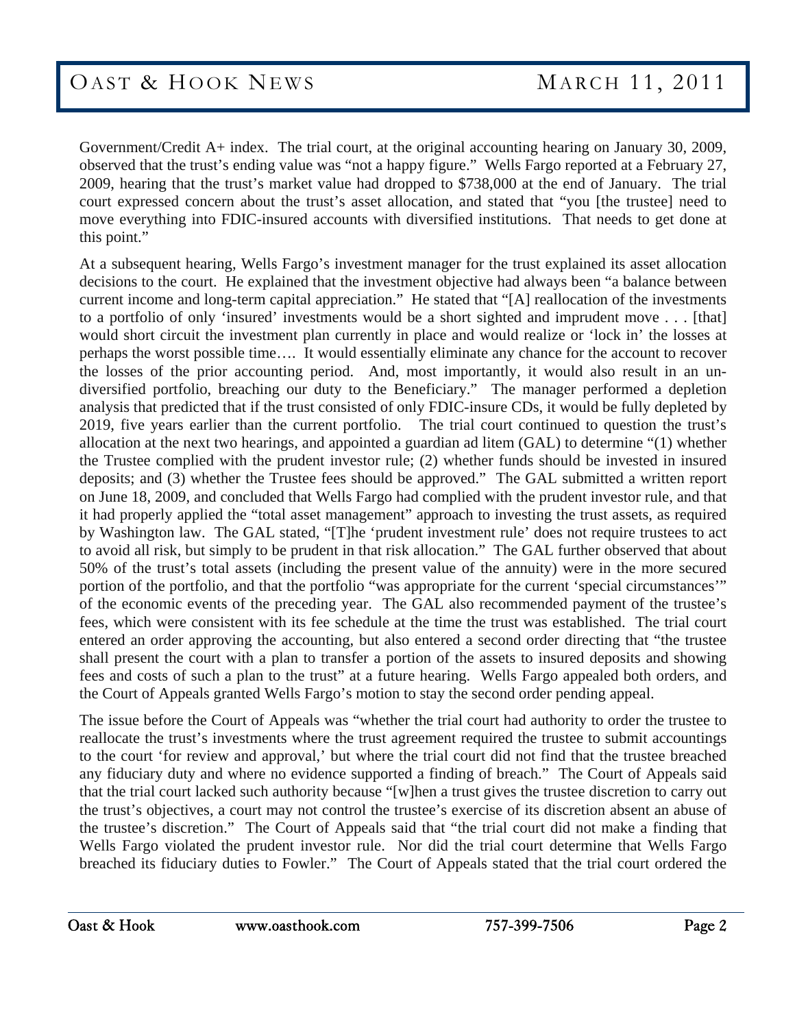Government/Credit A+ index. The trial court, at the original accounting hearing on January 30, 2009, observed that the trust's ending value was "not a happy figure." Wells Fargo reported at a February 27, 2009, hearing that the trust's market value had dropped to $738,000 at the end of January. The trial court expressed concern about the trust's asset allocation, and stated that "you [the trustee] need to move everything into FDIC-insured accounts with diversified institutions. That needs to get done at this point."

At a subsequent hearing, Wells Fargo's investment manager for the trust explained its asset allocation decisions to the court. He explained that the investment objective had always been "a balance between current income and long-term capital appreciation." He stated that "[A] reallocation of the investments to a portfolio of only 'insured' investments would be a short sighted and imprudent move . . . [that] would short circuit the investment plan currently in place and would realize or 'lock in' the losses at perhaps the worst possible time…. It would essentially eliminate any chance for the account to recover the losses of the prior accounting period. And, most importantly, it would also result in an un-diversified portfolio, breaching our duty to the Beneficiary." The manager performed a depletion analysis that predicted that if the trust consisted of only FDIC-insure CDs, it would be fully depleted by 2019, five years earlier than the current portfolio. The trial court continued to question the trust's allocation at the next two hearings, and appointed a guardian ad litem (GAL) to determine "(1) whether the Trustee complied with the prudent investor rule; (2) whether funds should be invested in insured deposits; and (3) whether the Trustee fees should be approved." The GAL submitted a written report on June 18, 2009, and concluded that Wells Fargo had complied with the prudent investor rule, and that it had properly applied the "total asset management" approach to investing the trust assets, as required by Washington law. The GAL stated, "[T]he 'prudent investment rule' does not require trustees to act to avoid all risk, but simply to be prudent in that risk allocation." The GAL further observed that about 50% of the trust's total assets (including the present value of the annuity) were in the more secured portion of the portfolio, and that the portfolio "was appropriate for the current 'special circumstances'" of the economic events of the preceding year. The GAL also recommended payment of the trustee's fees, which were consistent with its fee schedule at the time the trust was established. The trial court entered an order approving the accounting, but also entered a second order directing that "the trustee shall present the court with a plan to transfer a portion of the assets to insured deposits and showing fees and costs of such a plan to the trust" at a future hearing. Wells Fargo appealed both orders, and the Court of Appeals granted Wells Fargo's motion to stay the second order pending appeal.

The issue before the Court of Appeals was "whether the trial court had authority to order the trustee to reallocate the trust's investments where the trust agreement required the trustee to submit accountings to the court 'for review and approval,' but where the trial court did not find that the trustee breached any fiduciary duty and where no evidence supported a finding of breach." The Court of Appeals said that the trial court lacked such authority because "[w]hen a trust gives the trustee discretion to carry out the trust's objectives, a court may not control the trustee's exercise of its discretion absent an abuse of the trustee's discretion." The Court of Appeals said that "the trial court did not make a finding that Wells Fargo violated the prudent investor rule. Nor did the trial court determine that Wells Fargo breached its fiduciary duties to Fowler." The Court of Appeals stated that the trial court ordered the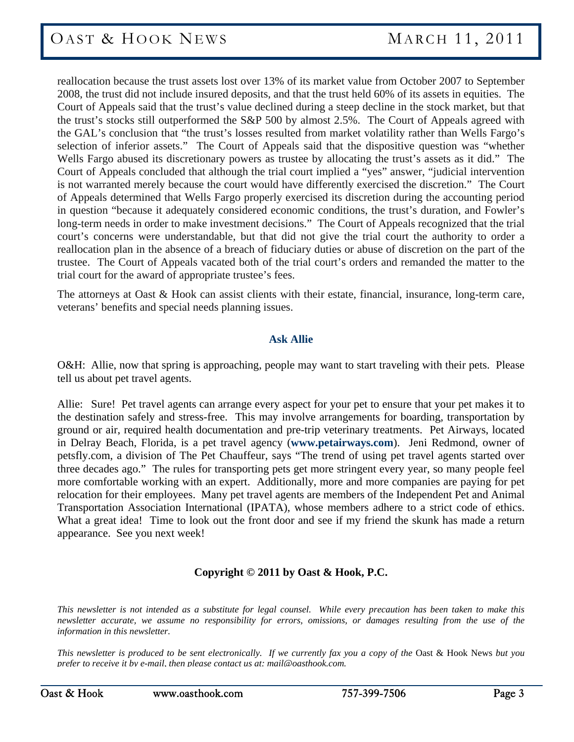reallocation because the trust assets lost over 13% of its market value from October 2007 to September 2008, the trust did not include insured deposits, and that the trust held 60% of its assets in equities. The Court of Appeals said that the trust's value declined during a steep decline in the stock market, but that the trust's stocks still outperformed the S&P 500 by almost 2.5%. The Court of Appeals agreed with the GAL's conclusion that "the trust's losses resulted from market volatility rather than Wells Fargo's selection of inferior assets." The Court of Appeals said that the dispositive question was "whether Wells Fargo abused its discretionary powers as trustee by allocating the trust's assets as it did." The Court of Appeals concluded that although the trial court implied a "yes" answer, "judicial intervention is not warranted merely because the court would have differently exercised the discretion." The Court of Appeals determined that Wells Fargo properly exercised its discretion during the accounting period in question "because it adequately considered economic conditions, the trust's duration, and Fowler's long-term needs in order to make investment decisions." The Court of Appeals recognized that the trial court's concerns were understandable, but that did not give the trial court the authority to order a reallocation plan in the absence of a breach of fiduciary duties or abuse of discretion on the part of the trustee. The Court of Appeals vacated both of the trial court's orders and remanded the matter to the trial court for the award of appropriate trustee's fees.

The attorneys at Oast & Hook can assist clients with their estate, financial, insurance, long-term care, veterans' benefits and special needs planning issues.

## Ask Allie

O&H: Allie, now that spring is approaching, people may want to start traveling with their pets. Please tell us about pet travel agents.

Allie: Sure! Pet travel agents can arrange every aspect for your pet to ensure that your pet makes it to the destination safely and stress-free. This may involve arrangements for boarding, transportation by ground or air, required health documentation and pre-trip veterinary treatments. Pet Airways, located in Delray Beach, Florida, is a pet travel agency (**www.petairways.com**). Jeni Redmond, owner of petsfly.com, a division of The Pet Chauffeur, says "The trend of using pet travel agents started over three decades ago." The rules for transporting pets get more stringent every year, so many people feel more comfortable working with an expert. Additionally, more and more companies are paying for pet relocation for their employees. Many pet travel agents are members of the Independent Pet and Animal Transportation Association International (IPATA), whose members adhere to a strict code of ethics. What a great idea! Time to look out the front door and see if my friend the skunk has made a return appearance. See you next week!

**Copyright © 2011 by Oast & Hook, P.C.**

*This newsletter is not intended as a substitute for legal counsel. While every precaution has been taken to make this newsletter accurate, we assume no responsibility for errors, omissions, or damages resulting from the use of the information in this newsletter.*

*This newsletter is produced to be sent electronically. If we currently fax you a copy of the* Oast & Hook News *but you prefer to receive it by e-mail, then please contact us at: mail@oasthook.com.*